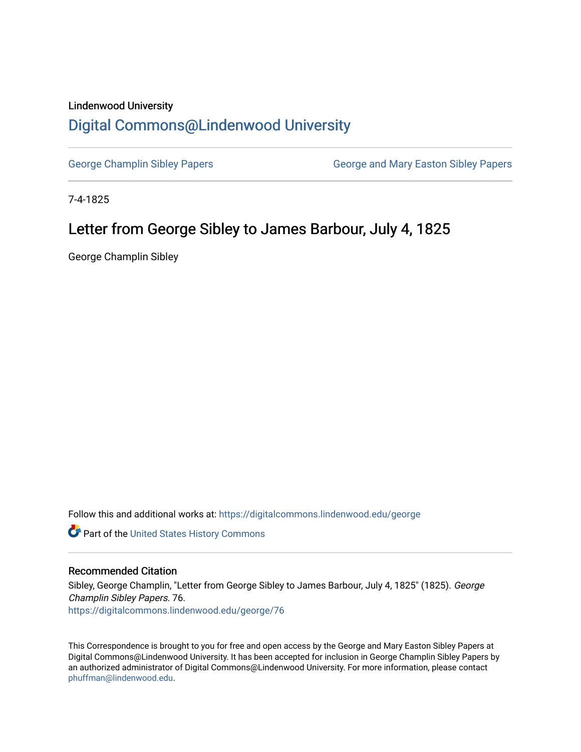Lindenwood University

# Digital Commons@Lindenwood University

George Champlin Sibley Papers | George and Mary Easton Sibley Papers

7-4-1825

## Letter from George Sibley to James Barbour, July 4, 1825

George Champlin Sibley

Follow this and additional works at: https://digitalcommons.lindenwood.edu/george

Part of the United States History Commons

### Recommended Citation

Sibley, George Champlin, "Letter from George Sibley to James Barbour, July 4, 1825" (1825). *George Champlin Sibley Papers*. 76.
https://digitalcommons.lindenwood.edu/george/76

This Correspondence is brought to you for free and open access by the George and Mary Easton Sibley Papers at Digital Commons@Lindenwood University. It has been accepted for inclusion in George Champlin Sibley Papers by an authorized administrator of Digital Commons@Lindenwood University. For more information, please contact phuffman@lindenwood.edu.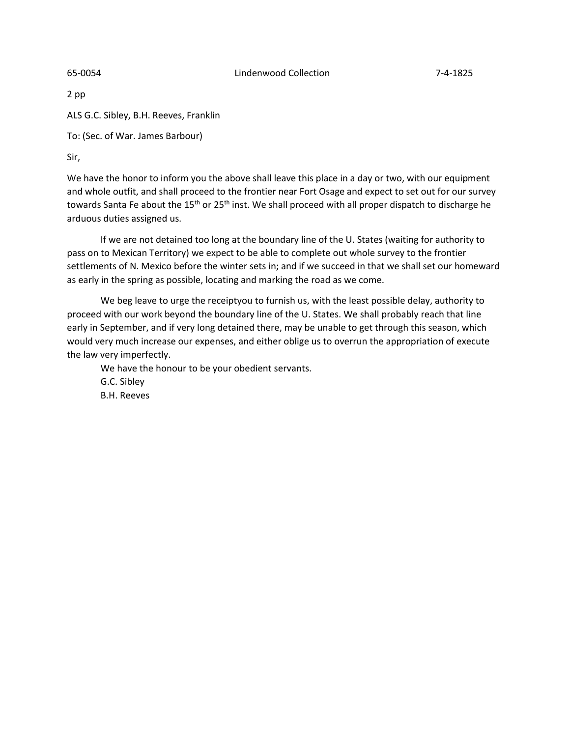65-0054 Lindenwood Collection 7-4-1825

2 pp

ALS G.C. Sibley, B.H. Reeves, Franklin

To: (Sec. of War. James Barbour)

Sir,

We have the honor to inform you the above shall leave this place in a day or two, with our equipment and whole outfit, and shall proceed to the frontier near Fort Osage and expect to set out for our survey towards Santa Fe about the 15th or 25th inst. We shall proceed with all proper dispatch to discharge he arduous duties assigned us.

If we are not detained too long at the boundary line of the U. States (waiting for authority to pass on to Mexican Territory) we expect to be able to complete out whole survey to the frontier settlements of N. Mexico before the winter sets in; and if we succeed in that we shall set our homeward as early in the spring as possible, locating and marking the road as we come.

We beg leave to urge the receiptyou to furnish us, with the least possible delay, authority to proceed with our work beyond the boundary line of the U. States. We shall probably reach that line early in September, and if very long detained there, may be unable to get through this season, which would very much increase our expenses, and either oblige us to overrun the appropriation of execute the law very imperfectly.

We have the honour to be your obedient servants.

G.C. Sibley

B.H. Reeves